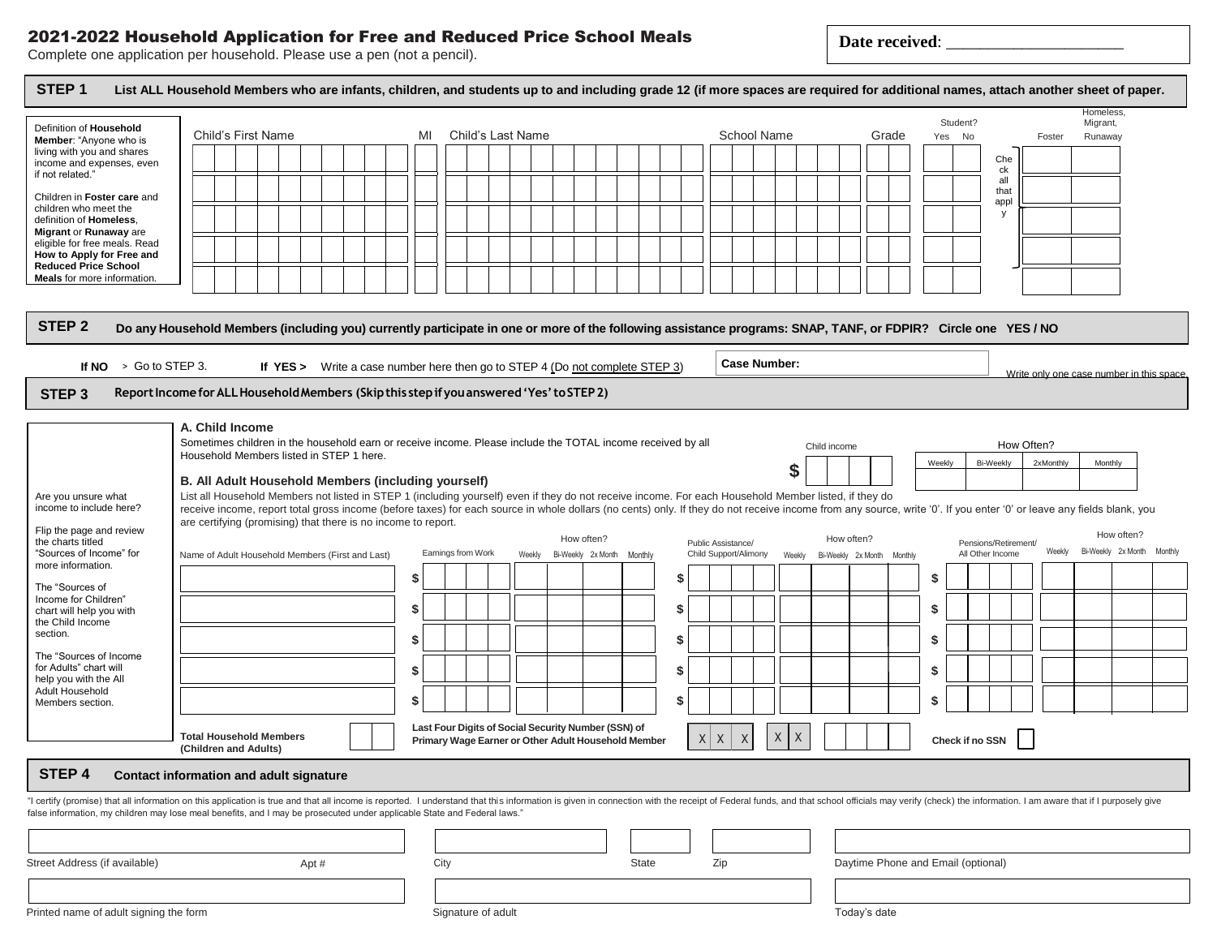# 2021-2022 Household Application for Free and Reduced Price School Meals

Complete one application per household. Please use a pen (not a pencil).

**Date received**: ____________________

## STEP 1 List ALL Household Members who are infants, children, and students up to and including grade 12 (if more spaces are required for additional names, attach another sheet of paper.

Definition of **Household Member**: "Anyone who is living with you and shares income and expenses, even if not related."

Children in **Foster care** and children who meet the definition of **Homeless**, **Migrant** or **Runaway** are eligible for free meals. Read **How to Apply for Free and Reduced Price School Meals** for more information.

| Child's First Name | MI | Child's Last Name | School Name | Grade | Student? Yes | Student? No | Foster | Homeless, Migrant, Runaway |
|---|---|---|---|---|---|---|---|---|
| | | | | | | | | |
| | | | | | | | | |
| | | | | | | | | |
| | | | | | | | | |
| | | | | | | | | |

Check all that apply

## STEP 2 Do any Household Members (including you) currently participate in one or more of the following assistance programs: SNAP, TANF, or FDPIR? Circle one YES / NO

**If NO** > Go to STEP 3. **If YES >** Write a case number here then go to STEP 4 (Do not complete STEP 3)

**Case Number:** ____________________

Write only one case number in this space.

## STEP 3 Report Income for ALL Household Members (Skip this step if you answered 'YES' to STEP 2)

Are you unsure what income to include here?

Flip the page and review the charts titled "Sources of Income" for more information.

The "Sources of Income for Children" chart will help you with the Child Income section.

The "Sources of Income for Adults" chart will help you with the All Adult Household Members section.

### A. Child Income

Sometimes children in the household earn or receive income. Please include the TOTAL income received by all Household Members listed in STEP 1 here.

| Child income | How Often? Weekly | Bi-Weekly | 2xMonthly | Monthly |
|---|---|---|---|---|
| $ | | | | |

### B. All Adult Household Members (including yourself)

List all Household Members not listed in STEP 1 (including yourself) even if they do not receive income. For each Household Member listed, if they do receive income, report total gross income (before taxes) for each source in whole dollars (no cents) only. If they do not receive income from any source, write '0'. If you enter '0' or leave any fields blank, you are certifying (promising) that there is no income to report.

| Name of Adult Household Members (First and Last) | Earnings from Work | How often? Weekly | Bi-Weekly | 2x Month | Monthly | Public Assistance/ Child Support/Alimony | How often? Weekly | Bi-Weekly | 2x Month | Monthly | Pensions/Retirement/ All Other Income | How often? Weekly | Bi-Weekly | 2x Month | Monthly |
|---|---|---|---|---|---|---|---|---|---|---|---|---|---|---|---|
| | $ | | | | | $ | | | | | $ | | | | |
| | $ | | | | | $ | | | | | $ | | | | |
| | $ | | | | | $ | | | | | $ | | | | |
| | $ | | | | | $ | | | | | $ | | | | |
| | $ | | | | | $ | | | | | $ | | | | |

**Total Household Members (Children and Adults)** ____

**Last Four Digits of Social Security Number (SSN) of Primary Wage Earner or Other Adult Household Member** X X X - X X - ____

**Check if no SSN** ☐

## STEP 4 Contact information and adult signature

"I certify (promise) that all information on this application is true and that all income is reported. I understand that this information is given in connection with the receipt of Federal funds, and that school officials may verify (check) the information. I am aware that if I purposely give false information, my children may lose meal benefits, and I may be prosecuted under applicable State and Federal laws."

| Street Address (if available) | Apt # | City | State | Zip | Daytime Phone and Email (optional) |
|---|---|---|---|---|---|
| | | | | | |

| Printed name of adult signing the form | Signature of adult | Today's date |
|---|---|---|
| | | |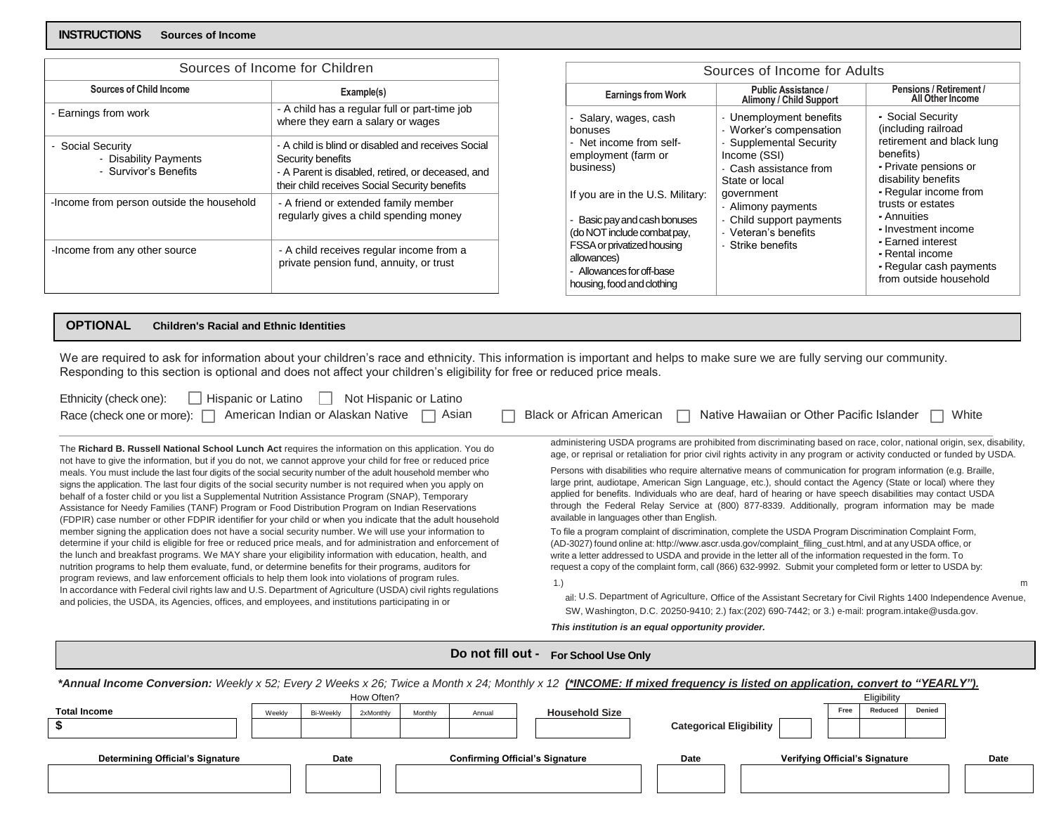## INSTRUCTIONS Sources of Income

| Sources of Income for Children | |
|---|---|
| **Sources of Child Income** | **Example(s)** |
| - Earnings from work | - A child has a regular full or part-time job where they earn a salary or wages |
| - Social Security<br>- Disability Payments<br>- Survivor's Benefits | - A child is blind or disabled and receives Social Security benefits<br>- A Parent is disabled, retired, or deceased, and their child receives Social Security benefits |
| -Income from person outside the household | - A friend or extended family member regularly gives a child spending money |
| -Income from any other source | - A child receives regular income from a private pension fund, annuity, or trust |

| Sources of Income for Adults | | |
|---|---|---|
| **Earnings from Work** | **Public Assistance / Alimony / Child Support** | **Pensions / Retirement / All Other Income** |
| - Salary, wages, cash bonuses<br>- Net income from self-employment (farm or business)<br><br>If you are in the U.S. Military:<br><br>- Basic pay and cash bonuses (do NOT include combat pay, FSSA or privatized housing allowances)<br>- Allowances for off-base housing, food and clothing | - Unemployment benefits<br>- Worker's compensation<br>- Supplemental Security Income (SSI)<br>- Cash assistance from State or local government<br>- Alimony payments<br>- Child support payments<br>- Veteran's benefits<br>- Strike benefits | - Social Security (including railroad retirement and black lung benefits)<br>- Private pensions or disability benefits<br>- Regular income from trusts or estates<br>- Annuities<br>- Investment income<br>- Earned interest<br>- Rental income<br>- Regular cash payments from outside household |

## OPTIONAL Children's Racial and Ethnic Identities

We are required to ask for information about your children's race and ethnicity. This information is important and helps to make sure we are fully serving our community. Responding to this section is optional and does not affect your children's eligibility for free or reduced price meals.

Ethnicity (check one): ☐ Hispanic or Latino ☐ Not Hispanic or Latino

Race (check one or more): ☐ American Indian or Alaskan Native ☐ Asian ☐ Black or African American ☐ Native Hawaiian or Other Pacific Islander ☐ White

The **Richard B. Russell National School Lunch Act** requires the information on this application. You do not have to give the information, but if you do not, we cannot approve your child for free or reduced price meals. You must include the last four digits of the social security number of the adult household member who signs the application. The last four digits of the social security number is not required when you apply on behalf of a foster child or you list a Supplemental Nutrition Assistance Program (SNAP), Temporary Assistance for Needy Families (TANF) Program or Food Distribution Program on Indian Reservations (FDPIR) case number or other FDPIR identifier for your child or when you indicate that the adult household member signing the application does not have a social security number. We will use your information to determine if your child is eligible for free or reduced price meals, and for administration and enforcement of the lunch and breakfast programs. We MAY share your eligibility information with education, health, and nutrition programs to help them evaluate, fund, or determine benefits for their programs, auditors for program reviews, and law enforcement officials to help them look into violations of program rules.

In accordance with Federal civil rights law and U.S. Department of Agriculture (USDA) civil rights regulations and policies, the USDA, its Agencies, offices, and employees, and institutions participating in or administering USDA programs are prohibited from discriminating based on race, color, national origin, sex, disability, age, or reprisal or retaliation for prior civil rights activity in any program or activity conducted or funded by USDA.

Persons with disabilities who require alternative means of communication for program information (e.g. Braille, large print, audiotape, American Sign Language, etc.), should contact the Agency (State or local) where they applied for benefits. Individuals who are deaf, hard of hearing or have speech disabilities may contact USDA through the Federal Relay Service at (800) 877-8339. Additionally, program information may be made available in languages other than English.

To file a program complaint of discrimination, complete the USDA Program Discrimination Complaint Form, (AD-3027) found online at: http://www.ascr.usda.gov/complaint_filing_cust.html, and at any USDA office, or write a letter addressed to USDA and provide in the letter all of the information requested in the form. To request a copy of the complaint form, call (866) 632-9992. Submit your completed form or letter to USDA by:

1.) mail: U.S. Department of Agriculture, Office of the Assistant Secretary for Civil Rights 1400 Independence Avenue, SW, Washington, D.C. 20250-9410; 2.) fax:(202) 690-7442; or 3.) e-mail: program.intake@usda.gov.

***This institution is an equal opportunity provider.***

## Do not fill out - For School Use Only

***Annual Income Conversion:** Weekly x 52; Every 2 Weeks x 26; Twice a Month x 24; Monthly x 12* ***(\*INCOME: If mixed frequency is listed on application, convert to "YEARLY").***

| Total Income | How Often? | | | | | Household Size | Categorical Eligibility | Eligibility | | |
|---|---|---|---|---|---|---|---|---|---|---|
| | Weekly | Bi-Weekly | 2xMonthly | Monthly | Annual | | | Free | Reduced | Denied |
| $ | | | | | | | | | | |

| Determining Official's Signature | Date | Confirming Official's Signature | Date | Verifying Official's Signature | Date |
|---|---|---|---|---|---|
| | | | | | |